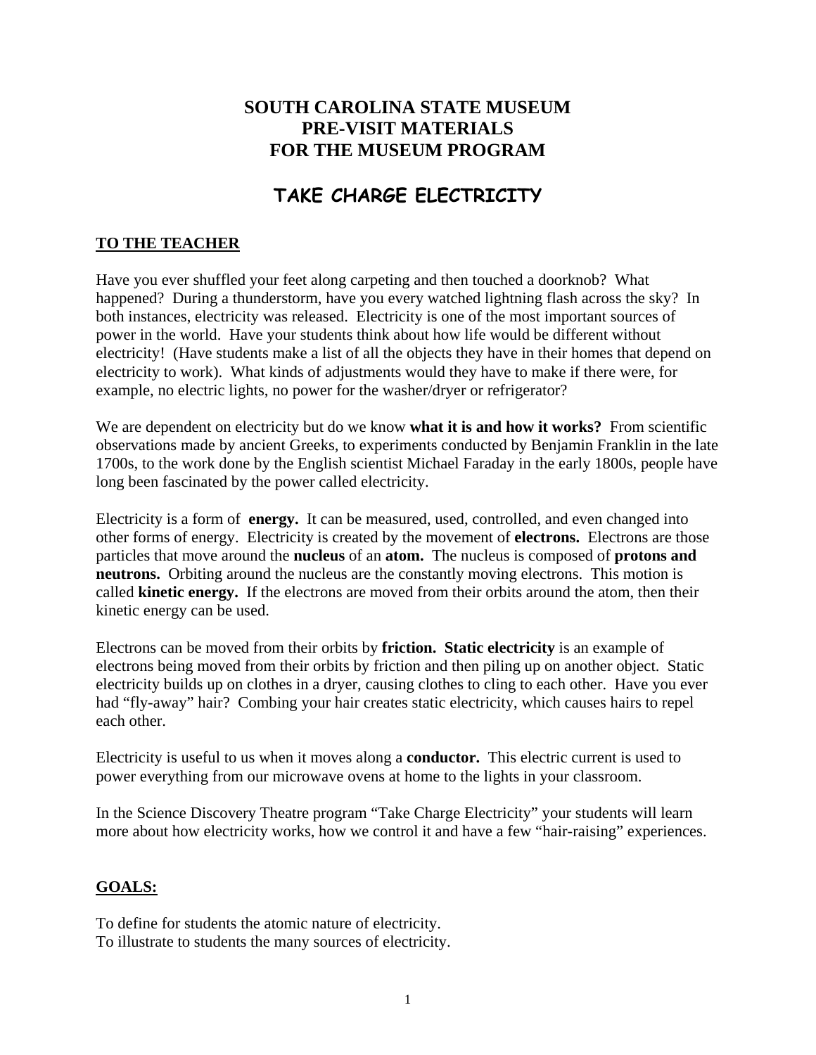# SOUTH CAROLINA STATE MUSEUM
# PRE-VISIT MATERIALS
# FOR THE MUSEUM PROGRAM

## TAKE CHARGE ELECTRICITY

### TO THE TEACHER

Have you ever shuffled your feet along carpeting and then touched a doorknob? What happened? During a thunderstorm, have you every watched lightning flash across the sky? In both instances, electricity was released. Electricity is one of the most important sources of power in the world. Have your students think about how life would be different without electricity! (Have students make a list of all the objects they have in their homes that depend on electricity to work). What kinds of adjustments would they have to make if there were, for example, no electric lights, no power for the washer/dryer or refrigerator?

We are dependent on electricity but do we know **what it is and how it works?** From scientific observations made by ancient Greeks, to experiments conducted by Benjamin Franklin in the late 1700s, to the work done by the English scientist Michael Faraday in the early 1800s, people have long been fascinated by the power called electricity.

Electricity is a form of **energy.** It can be measured, used, controlled, and even changed into other forms of energy. Electricity is created by the movement of **electrons.** Electrons are those particles that move around the **nucleus** of an **atom.** The nucleus is composed of **protons and neutrons.** Orbiting around the nucleus are the constantly moving electrons. This motion is called **kinetic energy.** If the electrons are moved from their orbits around the atom, then their kinetic energy can be used.

Electrons can be moved from their orbits by **friction. Static electricity** is an example of electrons being moved from their orbits by friction and then piling up on another object. Static electricity builds up on clothes in a dryer, causing clothes to cling to each other. Have you ever had "fly-away" hair? Combing your hair creates static electricity, which causes hairs to repel each other.

Electricity is useful to us when it moves along a **conductor.** This electric current is used to power everything from our microwave ovens at home to the lights in your classroom.

In the Science Discovery Theatre program "Take Charge Electricity" your students will learn more about how electricity works, how we control it and have a few "hair-raising" experiences.

### GOALS:

To define for students the atomic nature of electricity.
To illustrate to students the many sources of electricity.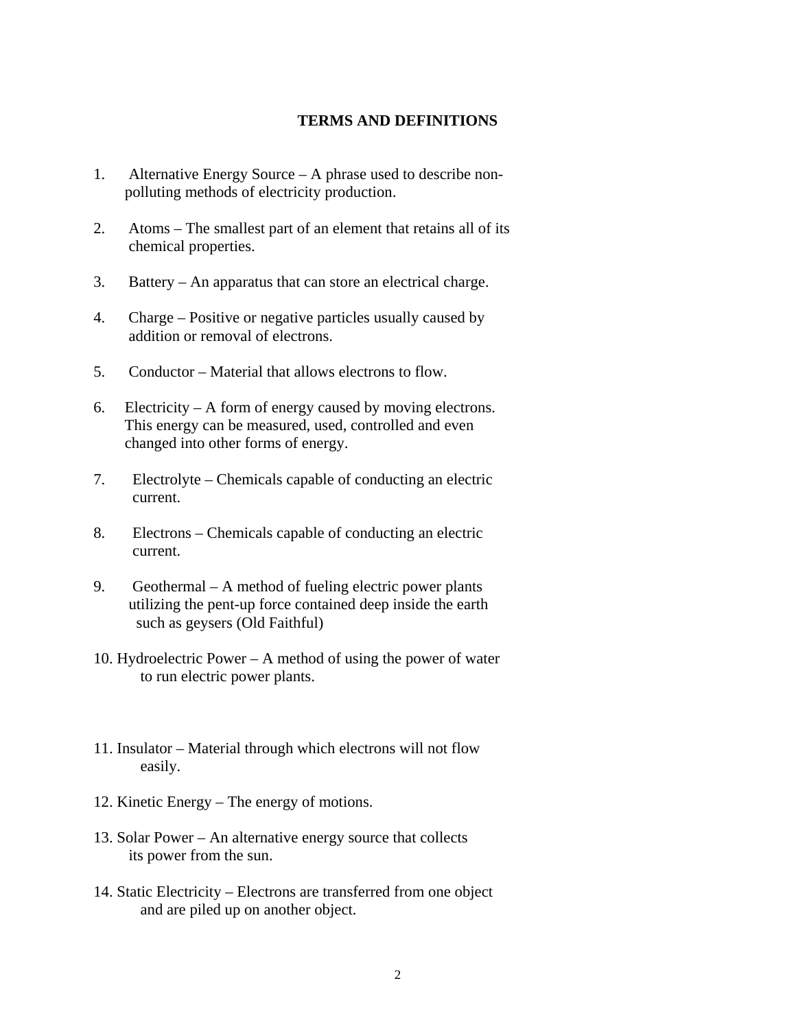# TERMS AND DEFINITIONS

1. Alternative Energy Source – A phrase used to describe non-polluting methods of electricity production.

2. Atoms – The smallest part of an element that retains all of its chemical properties.

3. Battery – An apparatus that can store an electrical charge.

4. Charge – Positive or negative particles usually caused by addition or removal of electrons.

5. Conductor – Material that allows electrons to flow.

6. Electricity – A form of energy caused by moving electrons. This energy can be measured, used, controlled and even changed into other forms of energy.

7. Electrolyte – Chemicals capable of conducting an electric current.

8. Electrons – Chemicals capable of conducting an electric current.

9. Geothermal – A method of fueling electric power plants utilizing the pent-up force contained deep inside the earth such as geysers (Old Faithful)

10. Hydroelectric Power – A method of using the power of water to run electric power plants.

11. Insulator – Material through which electrons will not flow easily.

12. Kinetic Energy – The energy of motions.

13. Solar Power – An alternative energy source that collects its power from the sun.

14. Static Electricity – Electrons are transferred from one object and are piled up on another object.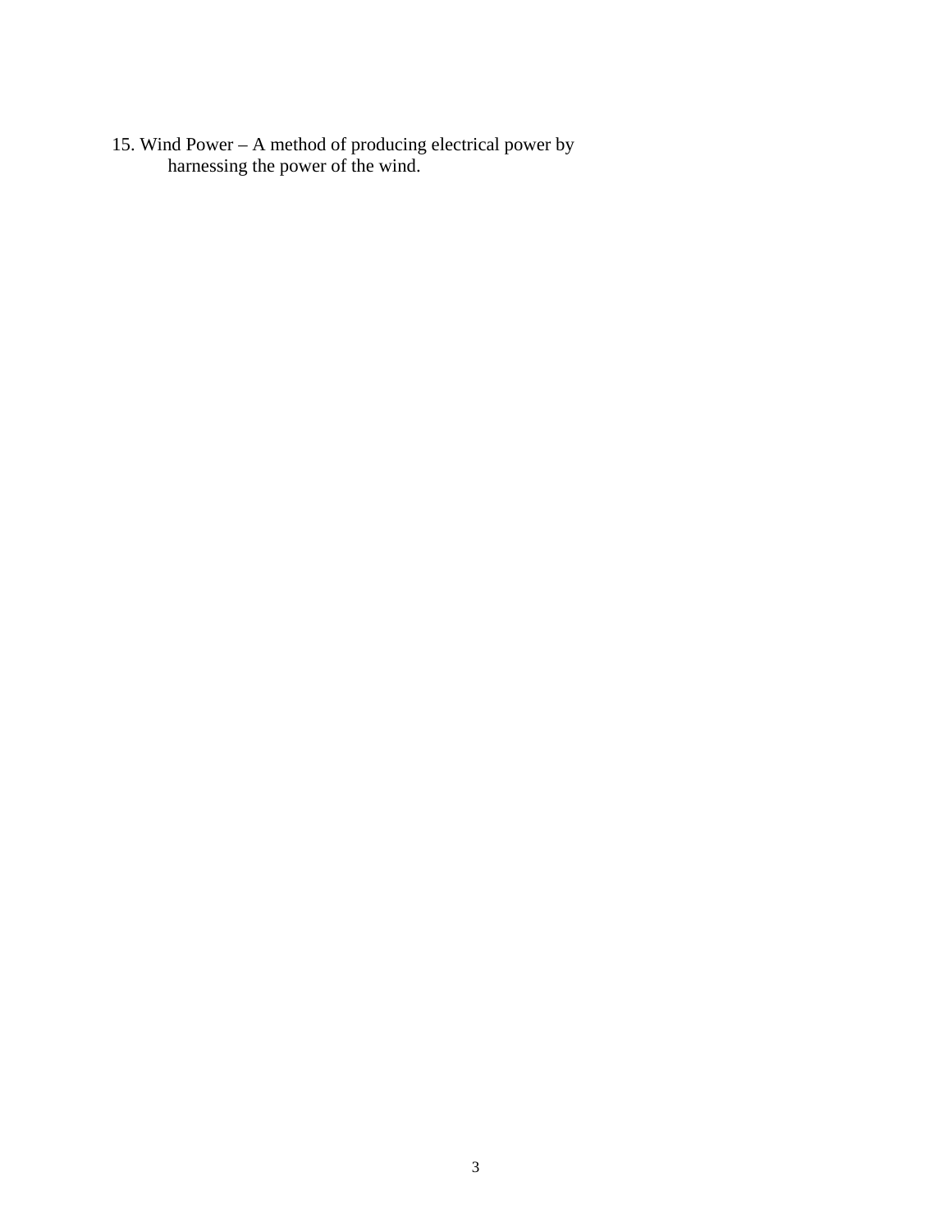15. Wind Power – A method of producing electrical power by harnessing the power of the wind.